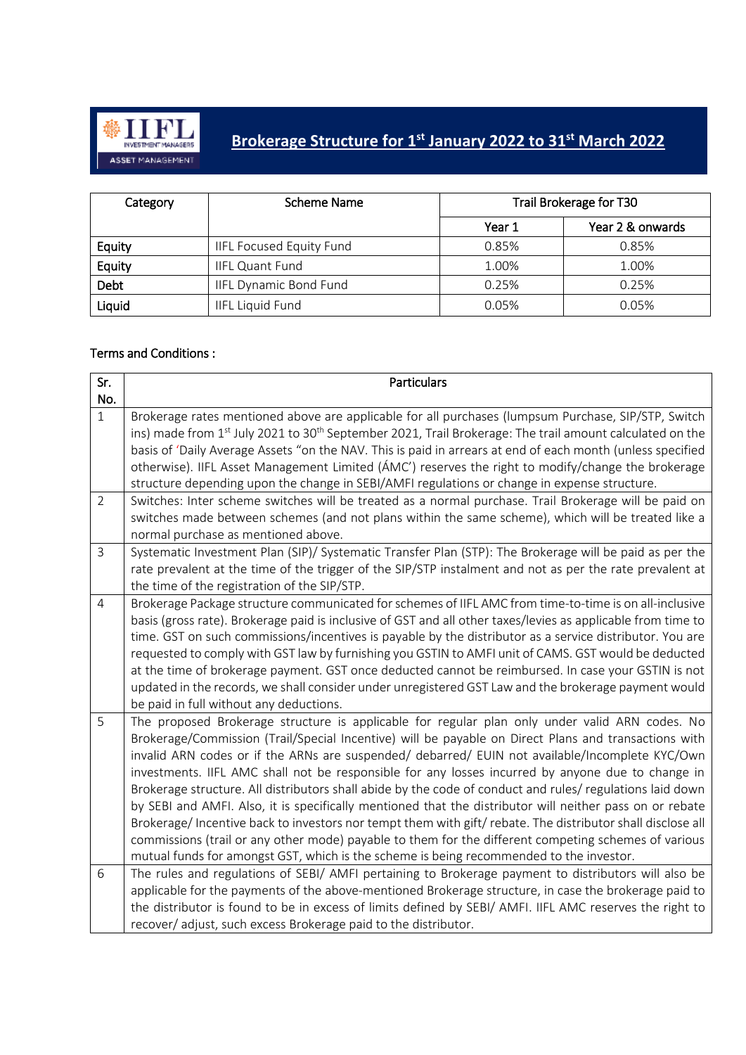# Brokerage Structure for 1st January 2022 to 31st March 2022

| Category | Scheme Name | Trail Brokerage for T30 | |
|---|---|---|---|
| | | Year 1 | Year 2 & onwards |
| Equity | IIFL Focused Equity Fund | 0.85% | 0.85% |
| Equity | IIFL Quant Fund | 1.00% | 1.00% |
| Debt | IIFL Dynamic Bond Fund | 0.25% | 0.25% |
| Liquid | IIFL Liquid Fund | 0.05% | 0.05% |

**Terms and Conditions :**

| Sr. No. | Particulars |
|---|---|
| 1 | Brokerage rates mentioned above are applicable for all purchases (lumpsum Purchase, SIP/STP, Switch ins) made from 1st July 2021 to 30th September 2021, Trail Brokerage: The trail amount calculated on the basis of 'Daily Average Assets "on the NAV. This is paid in arrears at end of each month (unless specified otherwise). IIFL Asset Management Limited (ÁMC') reserves the right to modify/change the brokerage structure depending upon the change in SEBI/AMFI regulations or change in expense structure. |
| 2 | Switches: Inter scheme switches will be treated as a normal purchase. Trail Brokerage will be paid on switches made between schemes (and not plans within the same scheme), which will be treated like a normal purchase as mentioned above. |
| 3 | Systematic Investment Plan (SIP)/ Systematic Transfer Plan (STP): The Brokerage will be paid as per the rate prevalent at the time of the trigger of the SIP/STP instalment and not as per the rate prevalent at the time of the registration of the SIP/STP. |
| 4 | Brokerage Package structure communicated for schemes of IIFL AMC from time-to-time is on all-inclusive basis (gross rate). Brokerage paid is inclusive of GST and all other taxes/levies as applicable from time to time. GST on such commissions/incentives is payable by the distributor as a service distributor. You are requested to comply with GST law by furnishing you GSTIN to AMFI unit of CAMS. GST would be deducted at the time of brokerage payment. GST once deducted cannot be reimbursed. In case your GSTIN is not updated in the records, we shall consider under unregistered GST Law and the brokerage payment would be paid in full without any deductions. |
| 5 | The proposed Brokerage structure is applicable for regular plan only under valid ARN codes. No Brokerage/Commission (Trail/Special Incentive) will be payable on Direct Plans and transactions with invalid ARN codes or if the ARNs are suspended/ debarred/ EUIN not available/Incomplete KYC/Own investments. IIFL AMC shall not be responsible for any losses incurred by anyone due to change in Brokerage structure. All distributors shall abide by the code of conduct and rules/ regulations laid down by SEBI and AMFI. Also, it is specifically mentioned that the distributor will neither pass on or rebate Brokerage/ Incentive back to investors nor tempt them with gift/ rebate. The distributor shall disclose all commissions (trail or any other mode) payable to them for the different competing schemes of various mutual funds for amongst GST, which is the scheme is being recommended to the investor. |
| 6 | The rules and regulations of SEBI/ AMFI pertaining to Brokerage payment to distributors will also be applicable for the payments of the above-mentioned Brokerage structure, in case the brokerage paid to the distributor is found to be in excess of limits defined by SEBI/ AMFI. IIFL AMC reserves the right to recover/ adjust, such excess Brokerage paid to the distributor. |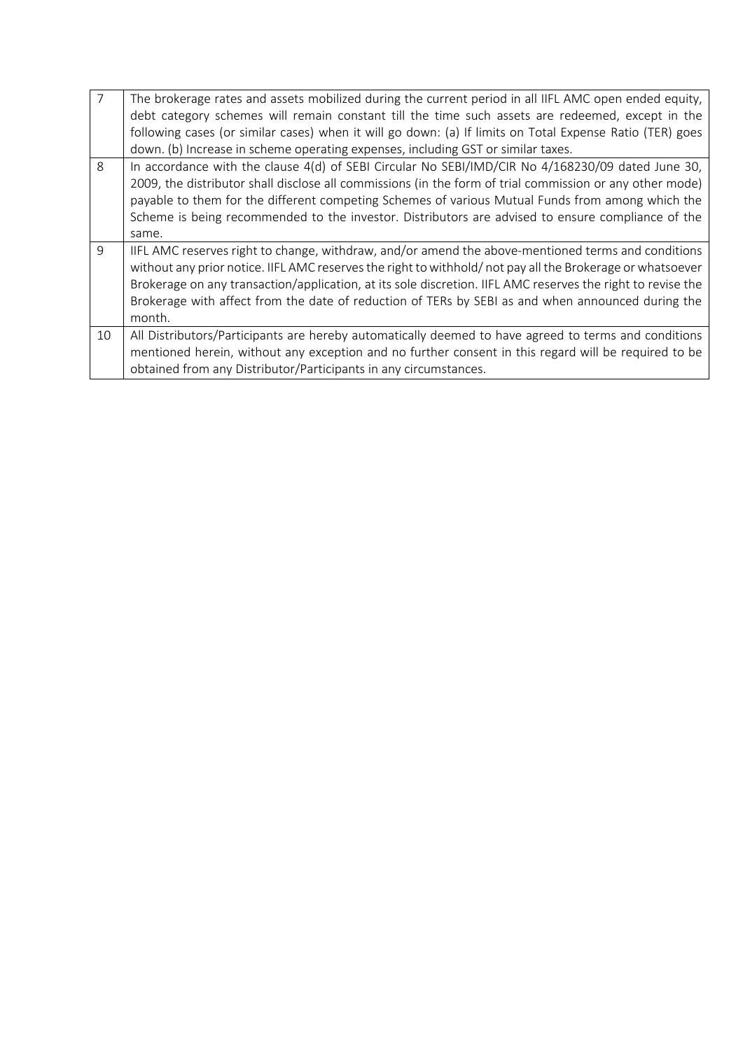| | |
|---|---|
| 7 | The brokerage rates and assets mobilized during the current period in all IIFL AMC open ended equity, debt category schemes will remain constant till the time such assets are redeemed, except in the following cases (or similar cases) when it will go down: (a) If limits on Total Expense Ratio (TER) goes down. (b) Increase in scheme operating expenses, including GST or similar taxes. |
| 8 | In accordance with the clause 4(d) of SEBI Circular No SEBI/IMD/CIR No 4/168230/09 dated June 30, 2009, the distributor shall disclose all commissions (in the form of trial commission or any other mode) payable to them for the different competing Schemes of various Mutual Funds from among which the Scheme is being recommended to the investor. Distributors are advised to ensure compliance of the same. |
| 9 | IIFL AMC reserves right to change, withdraw, and/or amend the above-mentioned terms and conditions without any prior notice. IIFL AMC reserves the right to withhold/ not pay all the Brokerage or whatsoever Brokerage on any transaction/application, at its sole discretion. IIFL AMC reserves the right to revise the Brokerage with affect from the date of reduction of TERs by SEBI as and when announced during the month. |
| 10 | All Distributors/Participants are hereby automatically deemed to have agreed to terms and conditions mentioned herein, without any exception and no further consent in this regard will be required to be obtained from any Distributor/Participants in any circumstances. |